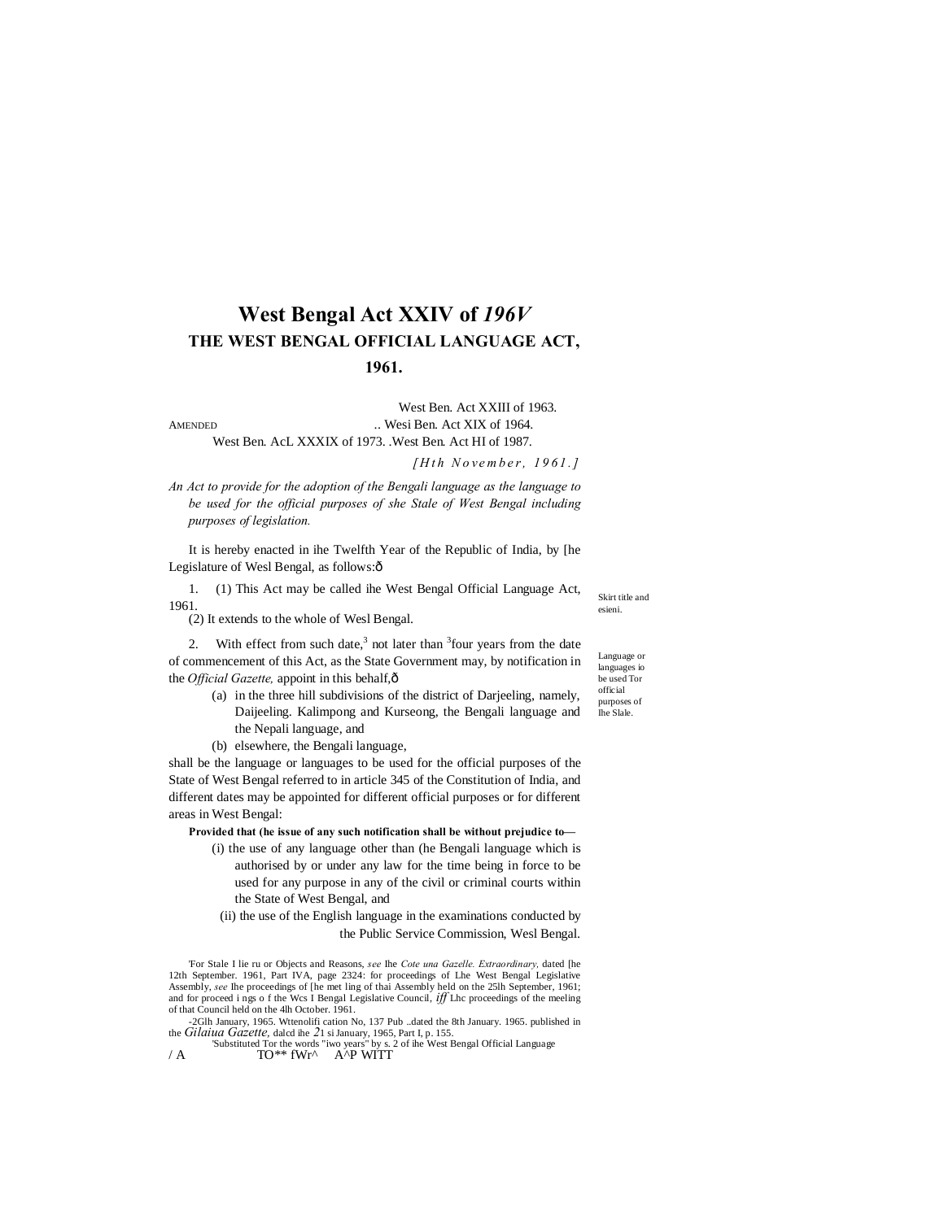# West Bengal Act XXIV of *196V*

## THE WEST BENGAL OFFICIAL LANGUAGE ACT, 1961.

AMENDED .. West Ben. Act XXIII of 1963.
.. Wesi Ben. Act XIX of 1964.
West Ben. AcL XXXIX of 1973. .West Ben. Act HI of 1987.

*[Hth November, 1961.]*

*An Act to provide for the adoption of the Bengali language as the language to be used for the official purposes of she Stale of West Bengal including purposes of legislation.*

It is hereby enacted in ihe Twelfth Year of the Republic of India, by [he Legislature of Wesl Bengal, as follows:ð

Skirt title and esieni.

1. (1) This Act may be called ihe West Bengal Official Language Act, 1961.

(2) It extends to the whole of Wesl Bengal.

Language or languages io be used Tor official purposes of Ihe Slale.

2. With effect from such date,[3] not later than [3]four years from the date of commencement of this Act, as the State Government may, by notification in the *Official Gazette,* appoint in this behalf,ð

(a) in the three hill subdivisions of the district of Darjeeling, namely, Daijeeling. Kalimpong and Kurseong, the Bengali language and the Nepali language, and

(b) elsewhere, the Bengali language,

shall be the language or languages to be used for the official purposes of the State of West Bengal referred to in article 345 of the Constitution of India, and different dates may be appointed for different official purposes or for different areas in West Bengal:

**Provided that (he issue of any such notification shall be without prejudice to—**

(i) the use of any language other than (he Bengali language which is authorised by or under any law for the time being in force to be used for any purpose in any of the civil or criminal courts within the State of West Bengal, and

(ii) the use of the English language in the examinations conducted by the Public Service Commission, Wesl Bengal.

'For Stale I lie ru or Objects and Reasons, *see* Ihe *Cote una Gazelle. Extraordinary,* dated [he 12th September. 1961, Part IVA, page 2324: for proceedings of Lhe West Bengal Legislative Assembly, *see* Ihe proceedings of [he met ling of thai Assembly held on the 25lh September, 1961; and for proceed i ngs o f the Wcs I Bengal Legislative Council, *iff* Lhc proceedings of the meeling of that Council held on the 4lh October. 1961.

-2Glh January, 1965. Wttenolifi cation No, 137 Pub ..dated the 8th January. 1965. published in the *Gilaiua Gazette,* dalcd ihe *2*1 si January, 1965, Part I, p. 155.

'Substituted Tor the words "iwo years" by s. 2 of ihe West Bengal Official Language

/ A TO** fWr^ A^P WITT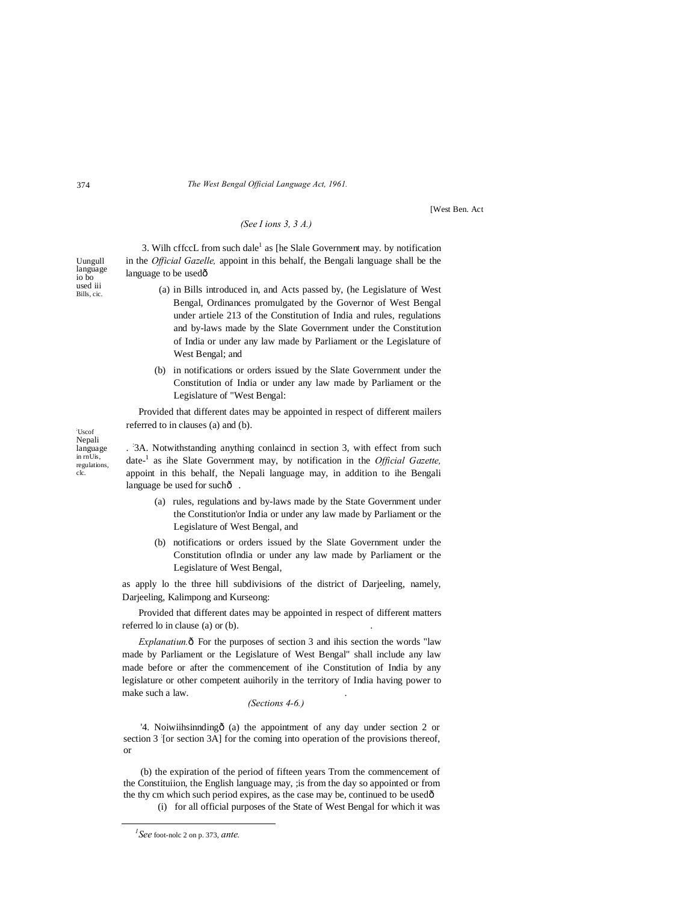[West Ben. Act

*(See I ions 3, 3 A.)*

Uungull language io bo used iii Bills, cic.

3. Wilh cffccL from such dale[1] as [he Slale Government may. by notification in the *Official Gazelle,* appoint in this behalf, the Bengali language shall be the language to be usedô

(a) in Bills introduced in, and Acts passed by, (he Legislature of West Bengal, Ordinances promulgated by the Governor of West Bengal under artiele 213 of the Constitution of India and rules, regulations and by-laws made by the Slate Government under the Constitution of India or under any law made by Parliament or the Legislature of West Bengal; and

(b) in notifications or orders issued by the Slate Government under the Constitution of India or under any law made by Parliament or the Legislature of "West Bengal:

Provided that different dates may be appointed in respect of different mailers referred to in clauses (a) and (b).

Uscof Nepali language in rnUis, regulations, clc.

. :3A. Notwithstanding anything conlaincd in section 3, with effect from such date-[1] as ihe Slate Government may, by notification in the *Official Gazette,* appoint in this behalf, the Nepali language may, in addition to ihe Bengali language be used for suchô .

(a) rules, regulations and by-laws made by the State Government under the Constitution'or India or under any law made by Parliament or the Legislature of West Bengal, and

(b) notifications or orders issued by the Slate Government under the Constitution ofIndia or under any law made by Parliament or the Legislature of West Bengal,

as apply lo the three hill subdivisions of the district of Darjeeling, namely, Darjeeling, Kalimpong and Kurseong:

Provided that different dates may be appointed in respect of different matters referred lo in clause (a) or (b).

*Explanatiun.*ô For the purposes of section 3 and ihis section the words "law made by Parliament or the Legislature of West Bengal" shall include any law made before or after the commencement of ihe Constitution of India by any legislature or other competent auihorily in the territory of India having power to make such a law.

*(Sections 4-6.)*

'4. Noiwiihsinndingô (a) the appointment of any day under section 2 or section 3 :[or section 3A] for the coming into operation of the provisions thereof, or

(b) the expiration of the period of fifteen years Trom the commencement of the Constituiion, the English language may, ;is from the day so appointed or from the thy cm which such period expires, as the case may be, continued to be usedô

(i) for all official purposes of the State of West Bengal for which it was

---

[1] *See* foot-nolc 2 on p. 373, *ante.*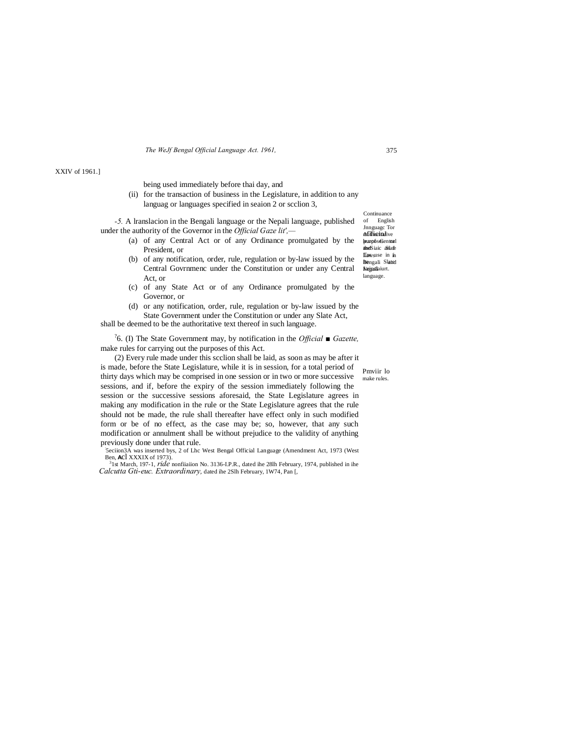XXIV of 1961.]

being used immediately before thai day, and

(ii) for the transaction of business in the Legislature, in addition to any languag or languages specified in seaion 2 or scclion 3,

Continuance of English Jnnguagc Tor official purposes and use in the Legislature.

-*5.* A lranslacion in the Bengali language or the Nepali language, published under the authority of the Governor in the *Official Gaze lit',*—

Authoritative text of Central and State Laws in Bengali and Nepali language.

(a) of any Central Act or of any Ordinance promulgated by the President, or

(b) of any notification, order, rule, regulation or by-law issued by the Central Govrnmenc under the Constitution or under any Central Act, or

(c) of any State Act or of any Ordinance promulgated by the Governor, or

(d) or any notification, order, rule, regulation or by-law issued by the State Government under the Constitution or under any Slate Act,

shall be deemed to be the authoritative text thereof in such language.

[?]6. (I) The State Government may, by notification in the *Official ■ Gazette,* make rules for carrying out the purposes of this Act.

Pmviir lo make rules.

(2) Every rule made under this scclion shall be laid, as soon as may be after it is made, before the State Legislature, while it is in session, for a total period of thirty days which may be comprised in one session or in two or more successive sessions, and if, before the expiry of the session immediately following the session or the successive sessions aforesaid, the State Legislature agrees in making any modification in the rule or the State Legislature agrees that the rule should not be made, the rule shall thereafter have effect only in such modified form or be of no effect, as the case may be; so, however, that any such modification or annulment shall be without prejudice to the validity of anything previously done under that rule.

[:]5eciion3A was inserted bys, 2 of Lhc West Bengal Official Language (Amendment Act, 1973 (West Ben, Acl XXXIX of 1973).

[3]1st March, 197-1, *ride* nonfiiaiion No. 3136-I.P.R., dated ihe 28lh February, 1974, published in ihe *Calcutta Gti-euc. Extraordinary,* dated ihe 2Slh February, 1W74, Pan [,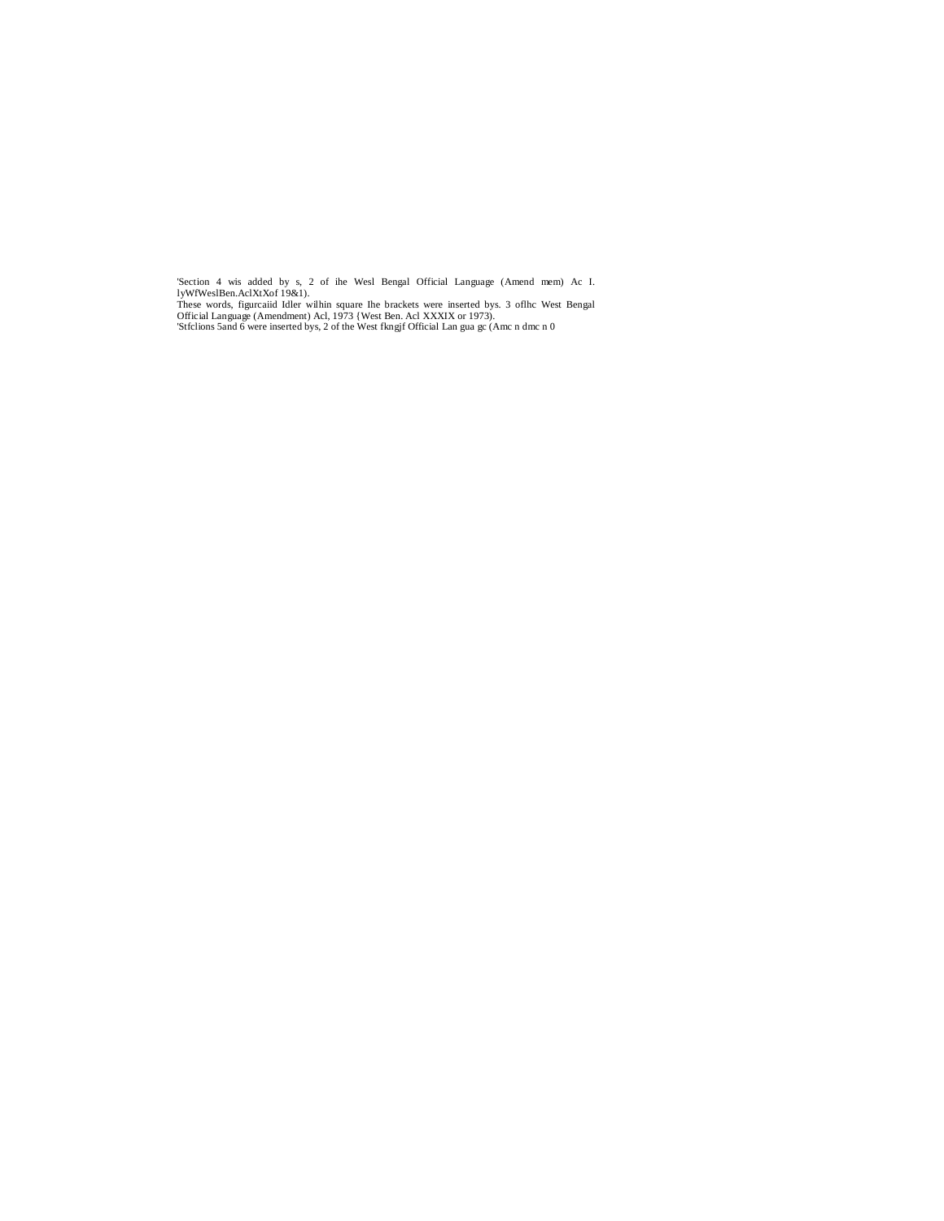'Section 4 wis added by s, 2 of ihe Wesl Bengal Official Language (Amend mem) Ac I. lyWfWeslBen.AclXtXof 19&1).

These words, figurcaiid Idler wilhin square Ihe brackets were inserted bys. 3 oflhc West Bengal Official Language (Amendment) Acl, 1973 {West Ben. Acl XXXIX or 1973).

'Stfclions 5and 6 were inserted bys, 2 of the West fkngjf Official Lan gua gc (Amc n dmc n 0